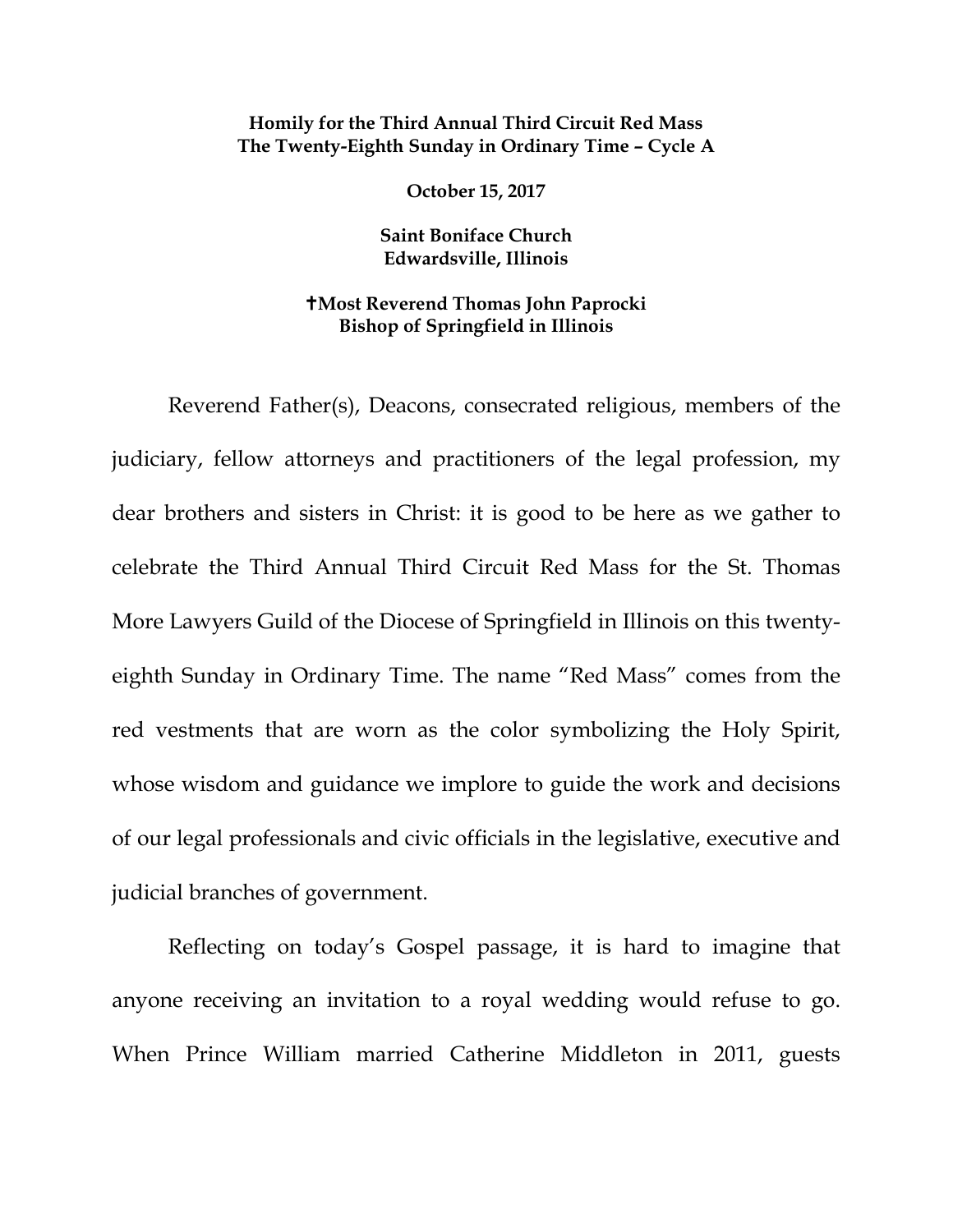**Homily for the Third Annual Third Circuit Red Mass**
**The Twenty-Eighth Sunday in Ordinary Time – Cycle A**

**October 15, 2017**

**Saint Boniface Church**
**Edwardsville, Illinois**

**✝Most Reverend Thomas John Paprocki**
**Bishop of Springfield in Illinois**

Reverend Father(s), Deacons, consecrated religious, members of the judiciary, fellow attorneys and practitioners of the legal profession, my dear brothers and sisters in Christ: it is good to be here as we gather to celebrate the Third Annual Third Circuit Red Mass for the St. Thomas More Lawyers Guild of the Diocese of Springfield in Illinois on this twenty-eighth Sunday in Ordinary Time. The name "Red Mass" comes from the red vestments that are worn as the color symbolizing the Holy Spirit, whose wisdom and guidance we implore to guide the work and decisions of our legal professionals and civic officials in the legislative, executive and judicial branches of government.

Reflecting on today's Gospel passage, it is hard to imagine that anyone receiving an invitation to a royal wedding would refuse to go. When Prince William married Catherine Middleton in 2011, guests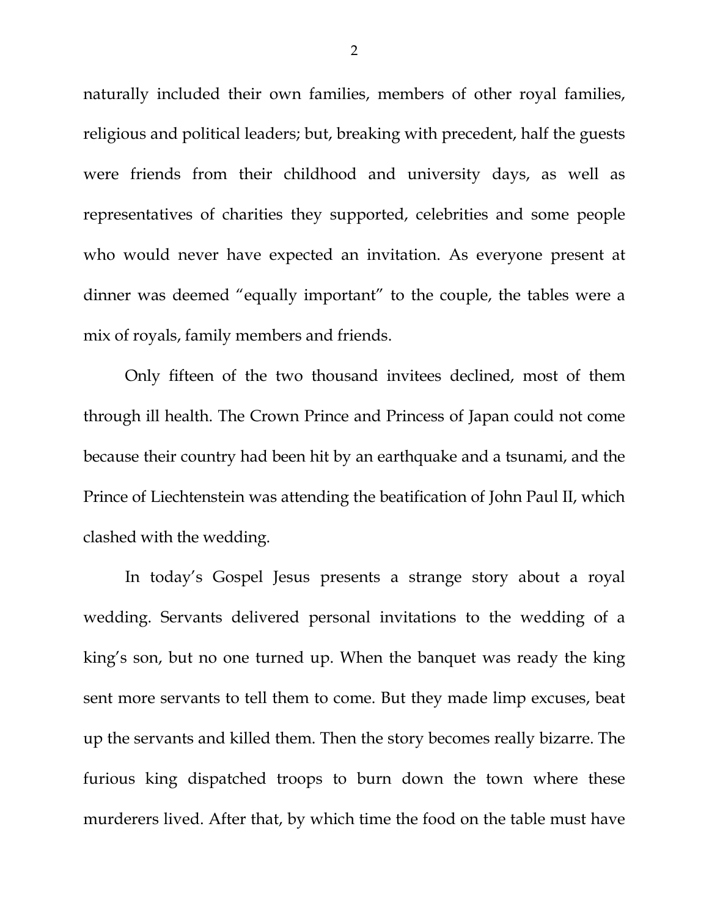naturally included their own families, members of other royal families, religious and political leaders; but, breaking with precedent, half the guests were friends from their childhood and university days, as well as representatives of charities they supported, celebrities and some people who would never have expected an invitation. As everyone present at dinner was deemed "equally important" to the couple, the tables were a mix of royals, family members and friends.

Only fifteen of the two thousand invitees declined, most of them through ill health. The Crown Prince and Princess of Japan could not come because their country had been hit by an earthquake and a tsunami, and the Prince of Liechtenstein was attending the beatification of John Paul II, which clashed with the wedding.

In today's Gospel Jesus presents a strange story about a royal wedding. Servants delivered personal invitations to the wedding of a king's son, but no one turned up. When the banquet was ready the king sent more servants to tell them to come. But they made limp excuses, beat up the servants and killed them. Then the story becomes really bizarre. The furious king dispatched troops to burn down the town where these murderers lived. After that, by which time the food on the table must have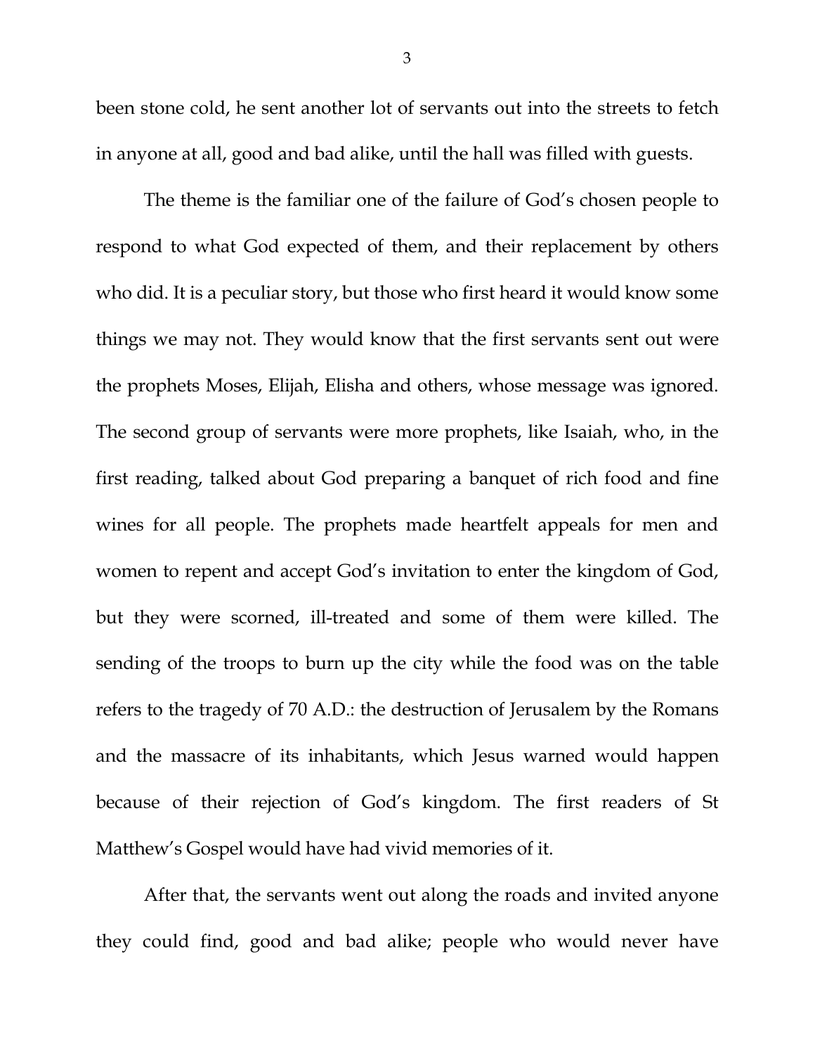been stone cold, he sent another lot of servants out into the streets to fetch in anyone at all, good and bad alike, until the hall was filled with guests.

The theme is the familiar one of the failure of God's chosen people to respond to what God expected of them, and their replacement by others who did. It is a peculiar story, but those who first heard it would know some things we may not. They would know that the first servants sent out were the prophets Moses, Elijah, Elisha and others, whose message was ignored. The second group of servants were more prophets, like Isaiah, who, in the first reading, talked about God preparing a banquet of rich food and fine wines for all people. The prophets made heartfelt appeals for men and women to repent and accept God's invitation to enter the kingdom of God, but they were scorned, ill-treated and some of them were killed. The sending of the troops to burn up the city while the food was on the table refers to the tragedy of 70 A.D.: the destruction of Jerusalem by the Romans and the massacre of its inhabitants, which Jesus warned would happen because of their rejection of God's kingdom. The first readers of St Matthew's Gospel would have had vivid memories of it.

After that, the servants went out along the roads and invited anyone they could find, good and bad alike; people who would never have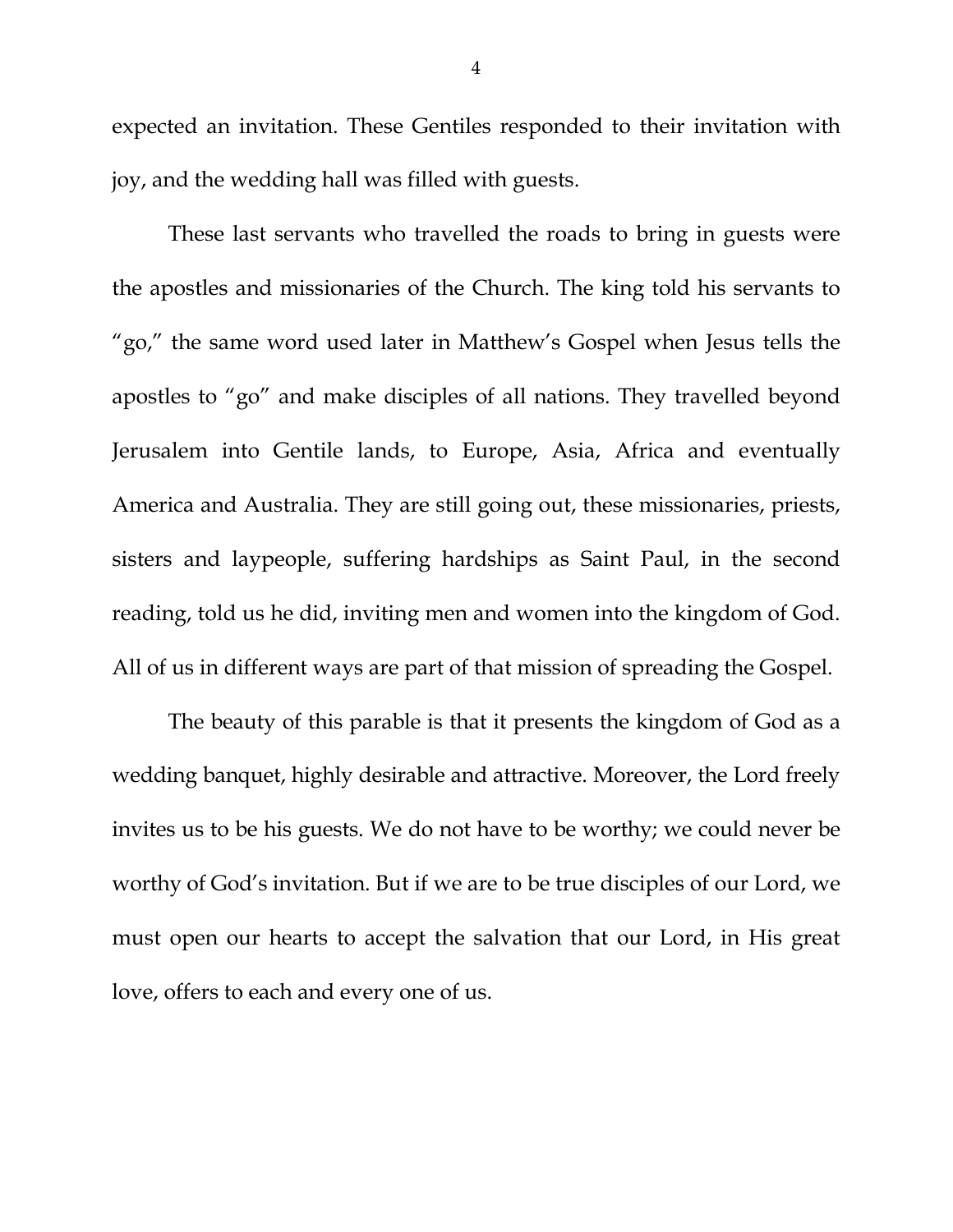expected an invitation. These Gentiles responded to their invitation with joy, and the wedding hall was filled with guests.

These last servants who travelled the roads to bring in guests were the apostles and missionaries of the Church. The king told his servants to "go," the same word used later in Matthew's Gospel when Jesus tells the apostles to "go" and make disciples of all nations. They travelled beyond Jerusalem into Gentile lands, to Europe, Asia, Africa and eventually America and Australia. They are still going out, these missionaries, priests, sisters and laypeople, suffering hardships as Saint Paul, in the second reading, told us he did, inviting men and women into the kingdom of God. All of us in different ways are part of that mission of spreading the Gospel.

The beauty of this parable is that it presents the kingdom of God as a wedding banquet, highly desirable and attractive. Moreover, the Lord freely invites us to be his guests. We do not have to be worthy; we could never be worthy of God's invitation. But if we are to be true disciples of our Lord, we must open our hearts to accept the salvation that our Lord, in His great love, offers to each and every one of us.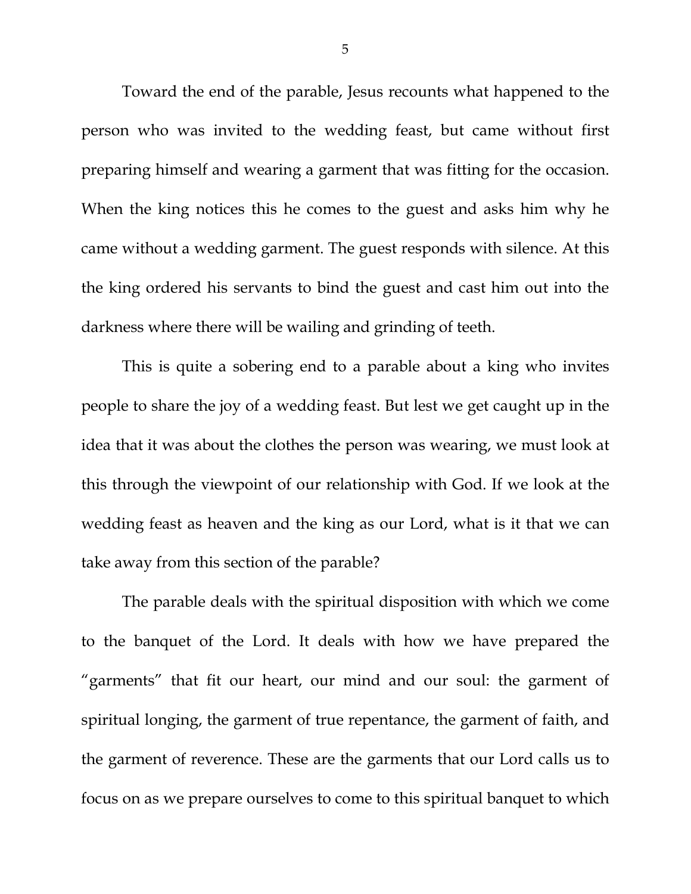Toward the end of the parable, Jesus recounts what happened to the person who was invited to the wedding feast, but came without first preparing himself and wearing a garment that was fitting for the occasion. When the king notices this he comes to the guest and asks him why he came without a wedding garment. The guest responds with silence. At this the king ordered his servants to bind the guest and cast him out into the darkness where there will be wailing and grinding of teeth.

This is quite a sobering end to a parable about a king who invites people to share the joy of a wedding feast. But lest we get caught up in the idea that it was about the clothes the person was wearing, we must look at this through the viewpoint of our relationship with God. If we look at the wedding feast as heaven and the king as our Lord, what is it that we can take away from this section of the parable?

The parable deals with the spiritual disposition with which we come to the banquet of the Lord. It deals with how we have prepared the "garments" that fit our heart, our mind and our soul: the garment of spiritual longing, the garment of true repentance, the garment of faith, and the garment of reverence. These are the garments that our Lord calls us to focus on as we prepare ourselves to come to this spiritual banquet to which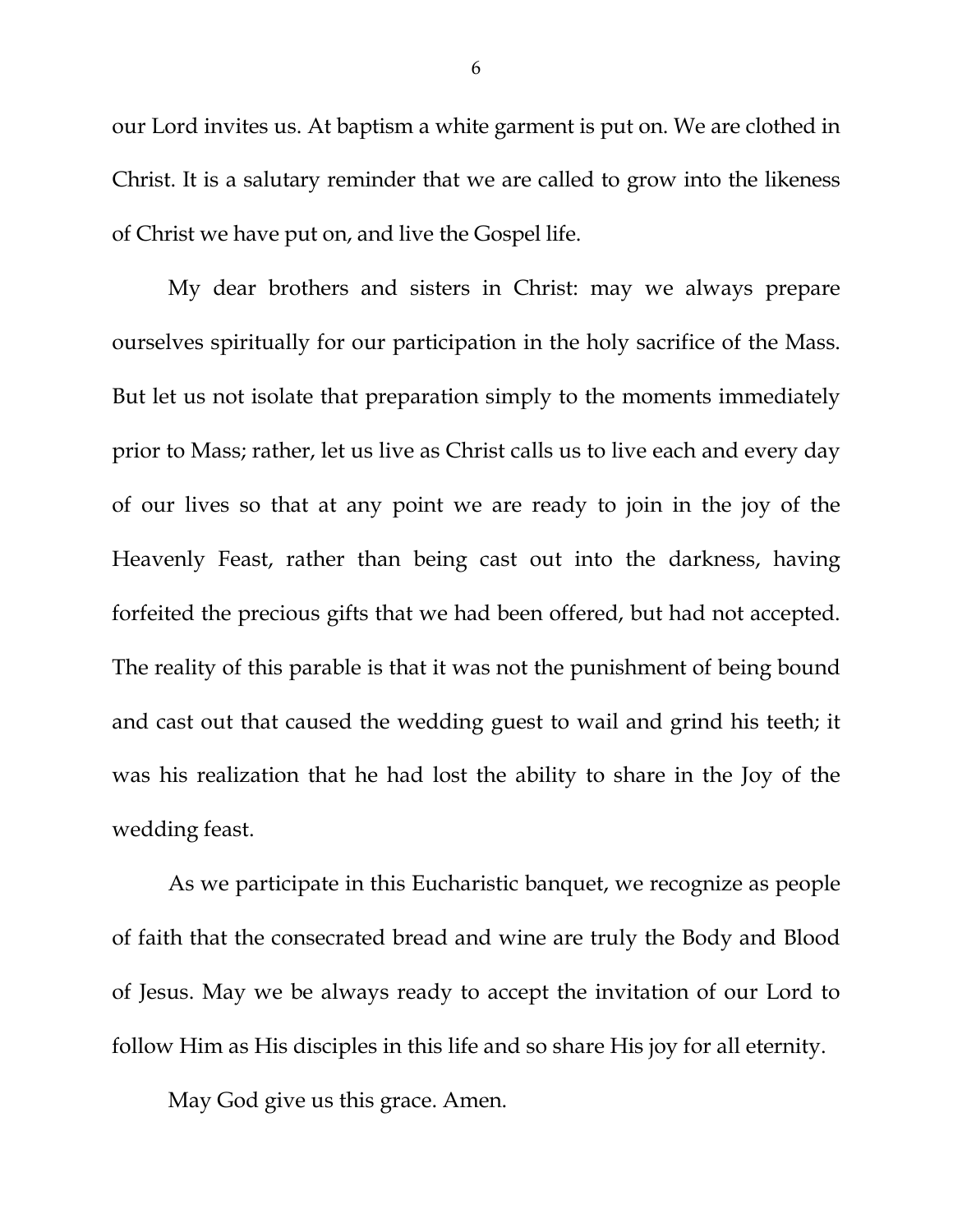our Lord invites us. At baptism a white garment is put on. We are clothed in Christ. It is a salutary reminder that we are called to grow into the likeness of Christ we have put on, and live the Gospel life.

My dear brothers and sisters in Christ: may we always prepare ourselves spiritually for our participation in the holy sacrifice of the Mass. But let us not isolate that preparation simply to the moments immediately prior to Mass; rather, let us live as Christ calls us to live each and every day of our lives so that at any point we are ready to join in the joy of the Heavenly Feast, rather than being cast out into the darkness, having forfeited the precious gifts that we had been offered, but had not accepted. The reality of this parable is that it was not the punishment of being bound and cast out that caused the wedding guest to wail and grind his teeth; it was his realization that he had lost the ability to share in the Joy of the wedding feast.

As we participate in this Eucharistic banquet, we recognize as people of faith that the consecrated bread and wine are truly the Body and Blood of Jesus. May we be always ready to accept the invitation of our Lord to follow Him as His disciples in this life and so share His joy for all eternity.

May God give us this grace. Amen.